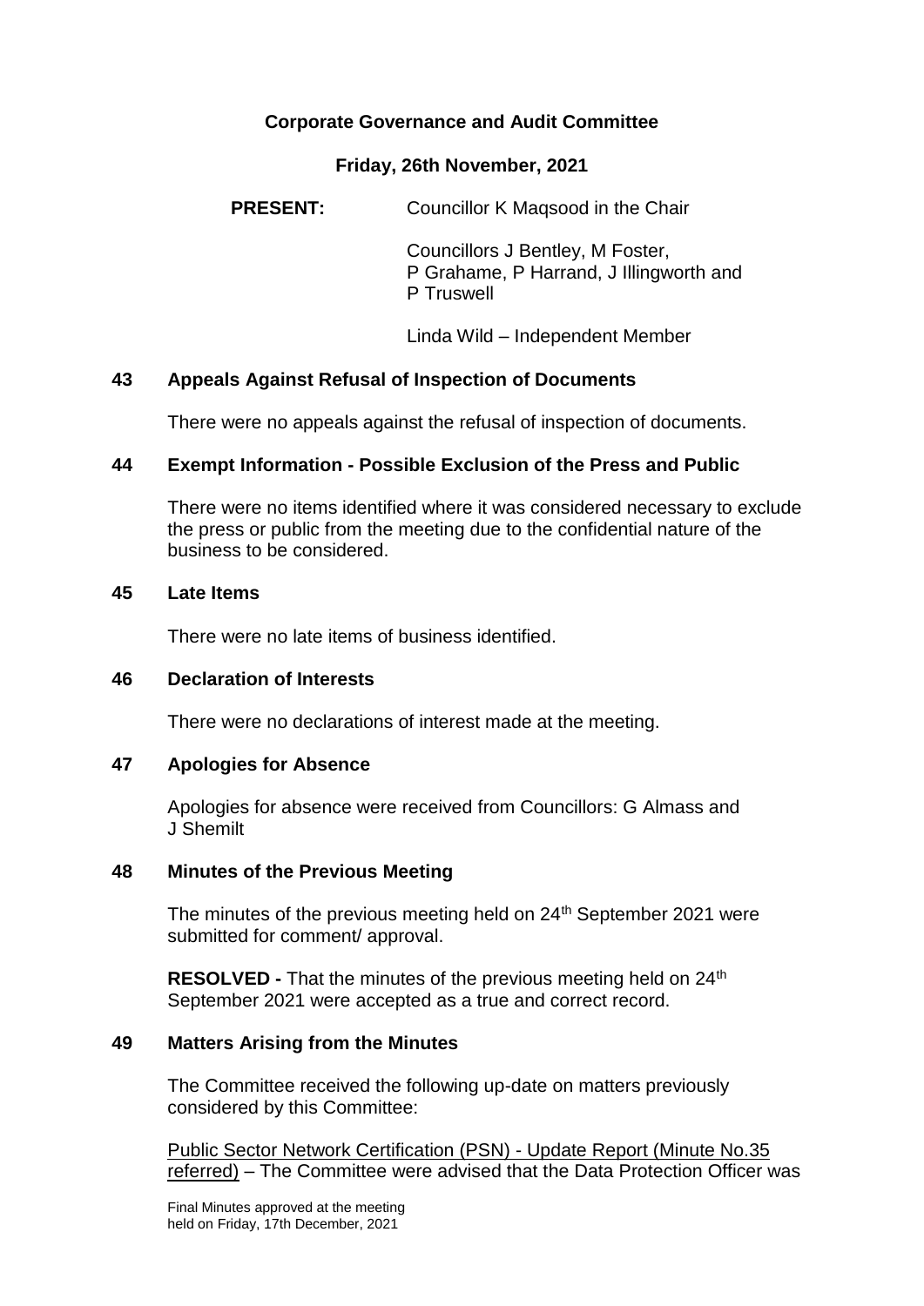# Corporate Governance and Audit Committee

## Friday, 26th November, 2021

**PRESENT:** Councillor K Maqsood in the Chair

Councillors J Bentley, M Foster, P Grahame, P Harrand, J Illingworth and P Truswell

Linda Wild – Independent Member

### 43 Appeals Against Refusal of Inspection of Documents

There were no appeals against the refusal of inspection of documents.

### 44 Exempt Information - Possible Exclusion of the Press and Public

There were no items identified where it was considered necessary to exclude the press or public from the meeting due to the confidential nature of the business to be considered.

### 45 Late Items

There were no late items of business identified.

### 46 Declaration of Interests

There were no declarations of interest made at the meeting.

### 47 Apologies for Absence

Apologies for absence were received from Councillors: G Almass and J Shemilt

### 48 Minutes of the Previous Meeting

The minutes of the previous meeting held on 24th September 2021 were submitted for comment/ approval.

**RESOLVED -** That the minutes of the previous meeting held on 24th September 2021 were accepted as a true and correct record.

### 49 Matters Arising from the Minutes

The Committee received the following up-date on matters previously considered by this Committee:

Public Sector Network Certification (PSN) - Update Report (Minute No.35 referred) – The Committee were advised that the Data Protection Officer was

Final Minutes approved at the meeting held on Friday, 17th December, 2021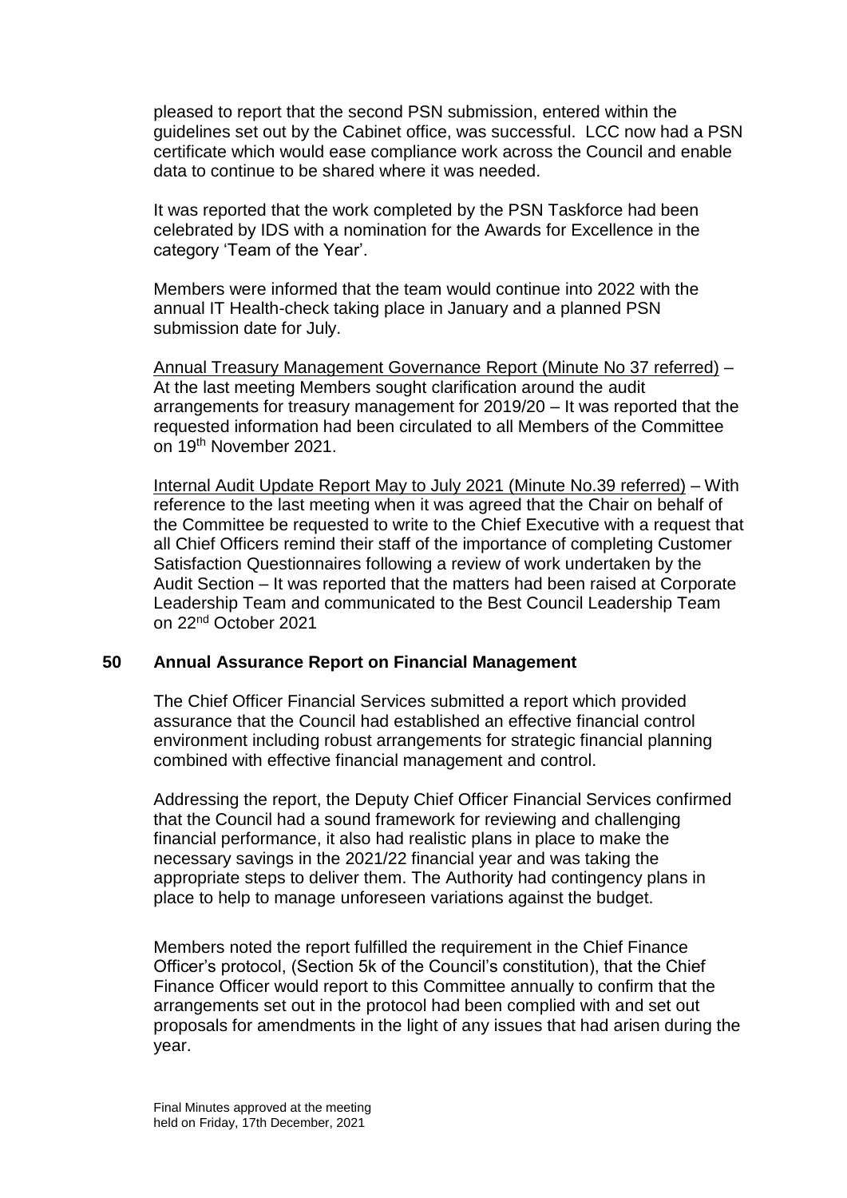pleased to report that the second PSN submission, entered within the guidelines set out by the Cabinet office, was successful. LCC now had a PSN certificate which would ease compliance work across the Council and enable data to continue to be shared where it was needed.

It was reported that the work completed by the PSN Taskforce had been celebrated by IDS with a nomination for the Awards for Excellence in the category 'Team of the Year'.

Members were informed that the team would continue into 2022 with the annual IT Health-check taking place in January and a planned PSN submission date for July.

Annual Treasury Management Governance Report (Minute No 37 referred) – At the last meeting Members sought clarification around the audit arrangements for treasury management for 2019/20 – It was reported that the requested information had been circulated to all Members of the Committee on 19th November 2021.

Internal Audit Update Report May to July 2021 (Minute No.39 referred) – With reference to the last meeting when it was agreed that the Chair on behalf of the Committee be requested to write to the Chief Executive with a request that all Chief Officers remind their staff of the importance of completing Customer Satisfaction Questionnaires following a review of work undertaken by the Audit Section – It was reported that the matters had been raised at Corporate Leadership Team and communicated to the Best Council Leadership Team on 22nd October 2021

## 50 Annual Assurance Report on Financial Management

The Chief Officer Financial Services submitted a report which provided assurance that the Council had established an effective financial control environment including robust arrangements for strategic financial planning combined with effective financial management and control.

Addressing the report, the Deputy Chief Officer Financial Services confirmed that the Council had a sound framework for reviewing and challenging financial performance, it also had realistic plans in place to make the necessary savings in the 2021/22 financial year and was taking the appropriate steps to deliver them. The Authority had contingency plans in place to help to manage unforeseen variations against the budget.

Members noted the report fulfilled the requirement in the Chief Finance Officer's protocol, (Section 5k of the Council's constitution), that the Chief Finance Officer would report to this Committee annually to confirm that the arrangements set out in the protocol had been complied with and set out proposals for amendments in the light of any issues that had arisen during the year.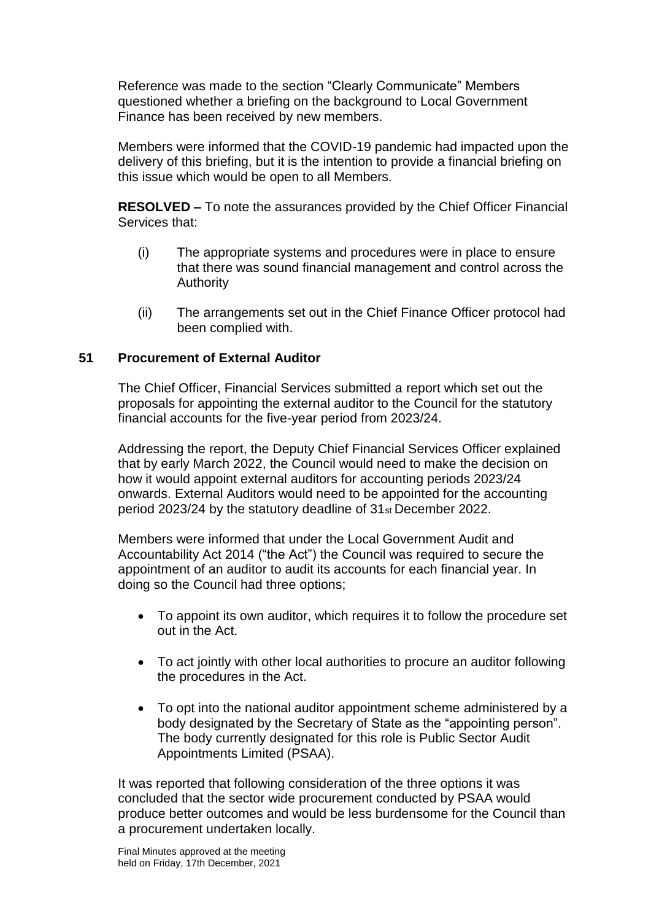Reference was made to the section "Clearly Communicate" Members questioned whether a briefing on the background to Local Government Finance has been received by new members.

Members were informed that the COVID-19 pandemic had impacted upon the delivery of this briefing, but it is the intention to provide a financial briefing on this issue which would be open to all Members.

**RESOLVED –** To note the assurances provided by the Chief Officer Financial Services that:

(i) The appropriate systems and procedures were in place to ensure that there was sound financial management and control across the Authority

(ii) The arrangements set out in the Chief Finance Officer protocol had been complied with.

## 51 Procurement of External Auditor

The Chief Officer, Financial Services submitted a report which set out the proposals for appointing the external auditor to the Council for the statutory financial accounts for the five-year period from 2023/24.

Addressing the report, the Deputy Chief Financial Services Officer explained that by early March 2022, the Council would need to make the decision on how it would appoint external auditors for accounting periods 2023/24 onwards. External Auditors would need to be appointed for the accounting period 2023/24 by the statutory deadline of 31st December 2022.

Members were informed that under the Local Government Audit and Accountability Act 2014 ("the Act") the Council was required to secure the appointment of an auditor to audit its accounts for each financial year. In doing so the Council had three options;

- To appoint its own auditor, which requires it to follow the procedure set out in the Act.
- To act jointly with other local authorities to procure an auditor following the procedures in the Act.
- To opt into the national auditor appointment scheme administered by a body designated by the Secretary of State as the "appointing person". The body currently designated for this role is Public Sector Audit Appointments Limited (PSAA).

It was reported that following consideration of the three options it was concluded that the sector wide procurement conducted by PSAA would produce better outcomes and would be less burdensome for the Council than a procurement undertaken locally.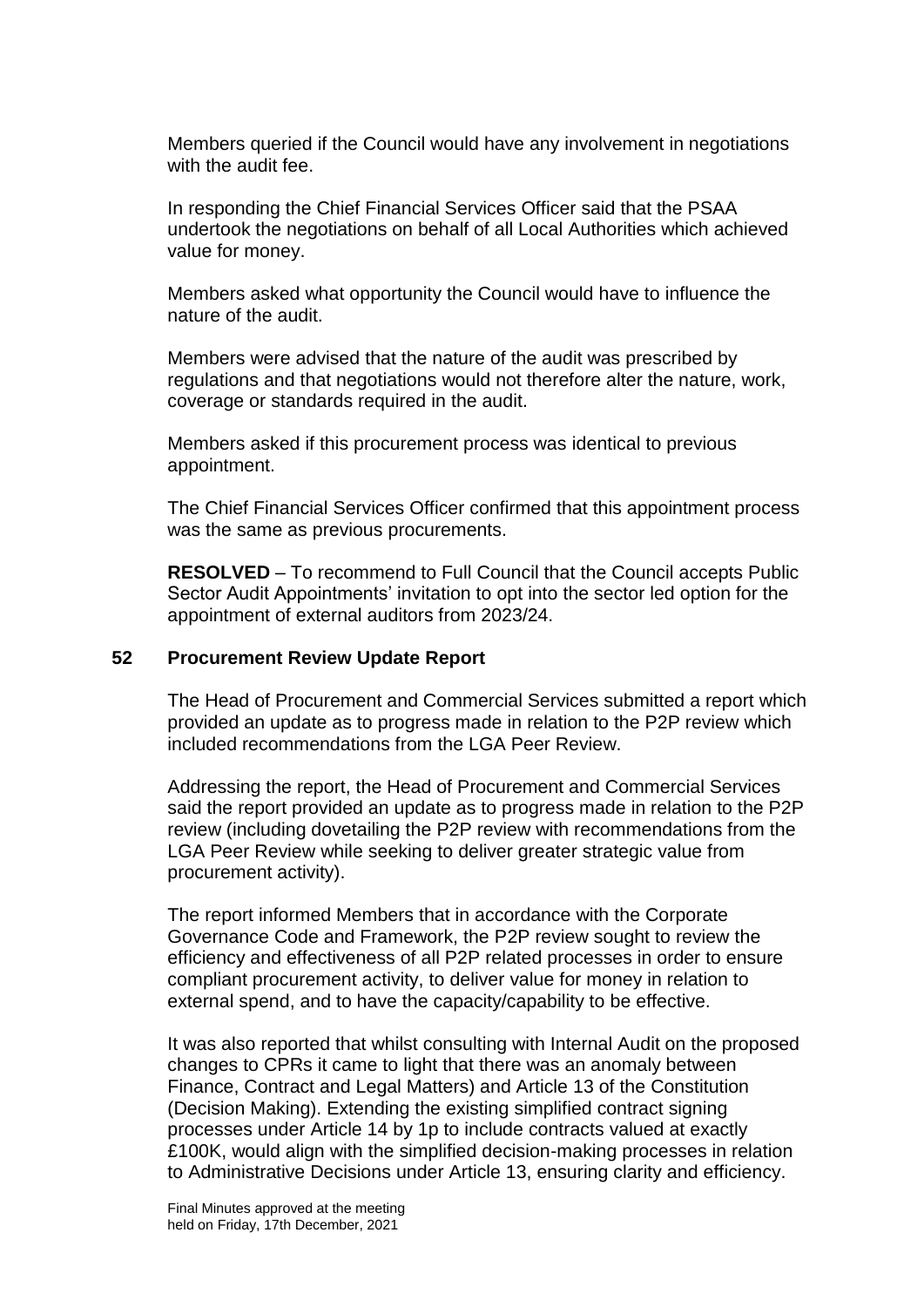Members queried if the Council would have any involvement in negotiations with the audit fee.

In responding the Chief Financial Services Officer said that the PSAA undertook the negotiations on behalf of all Local Authorities which achieved value for money.

Members asked what opportunity the Council would have to influence the nature of the audit.

Members were advised that the nature of the audit was prescribed by regulations and that negotiations would not therefore alter the nature, work, coverage or standards required in the audit.

Members asked if this procurement process was identical to previous appointment.

The Chief Financial Services Officer confirmed that this appointment process was the same as previous procurements.

**RESOLVED** – To recommend to Full Council that the Council accepts Public Sector Audit Appointments' invitation to opt into the sector led option for the appointment of external auditors from 2023/24.

## 52 Procurement Review Update Report

The Head of Procurement and Commercial Services submitted a report which provided an update as to progress made in relation to the P2P review which included recommendations from the LGA Peer Review.

Addressing the report, the Head of Procurement and Commercial Services said the report provided an update as to progress made in relation to the P2P review (including dovetailing the P2P review with recommendations from the LGA Peer Review while seeking to deliver greater strategic value from procurement activity).

The report informed Members that in accordance with the Corporate Governance Code and Framework, the P2P review sought to review the efficiency and effectiveness of all P2P related processes in order to ensure compliant procurement activity, to deliver value for money in relation to external spend, and to have the capacity/capability to be effective.

It was also reported that whilst consulting with Internal Audit on the proposed changes to CPRs it came to light that there was an anomaly between Finance, Contract and Legal Matters) and Article 13 of the Constitution (Decision Making). Extending the existing simplified contract signing processes under Article 14 by 1p to include contracts valued at exactly £100K, would align with the simplified decision-making processes in relation to Administrative Decisions under Article 13, ensuring clarity and efficiency.

Final Minutes approved at the meeting held on Friday, 17th December, 2021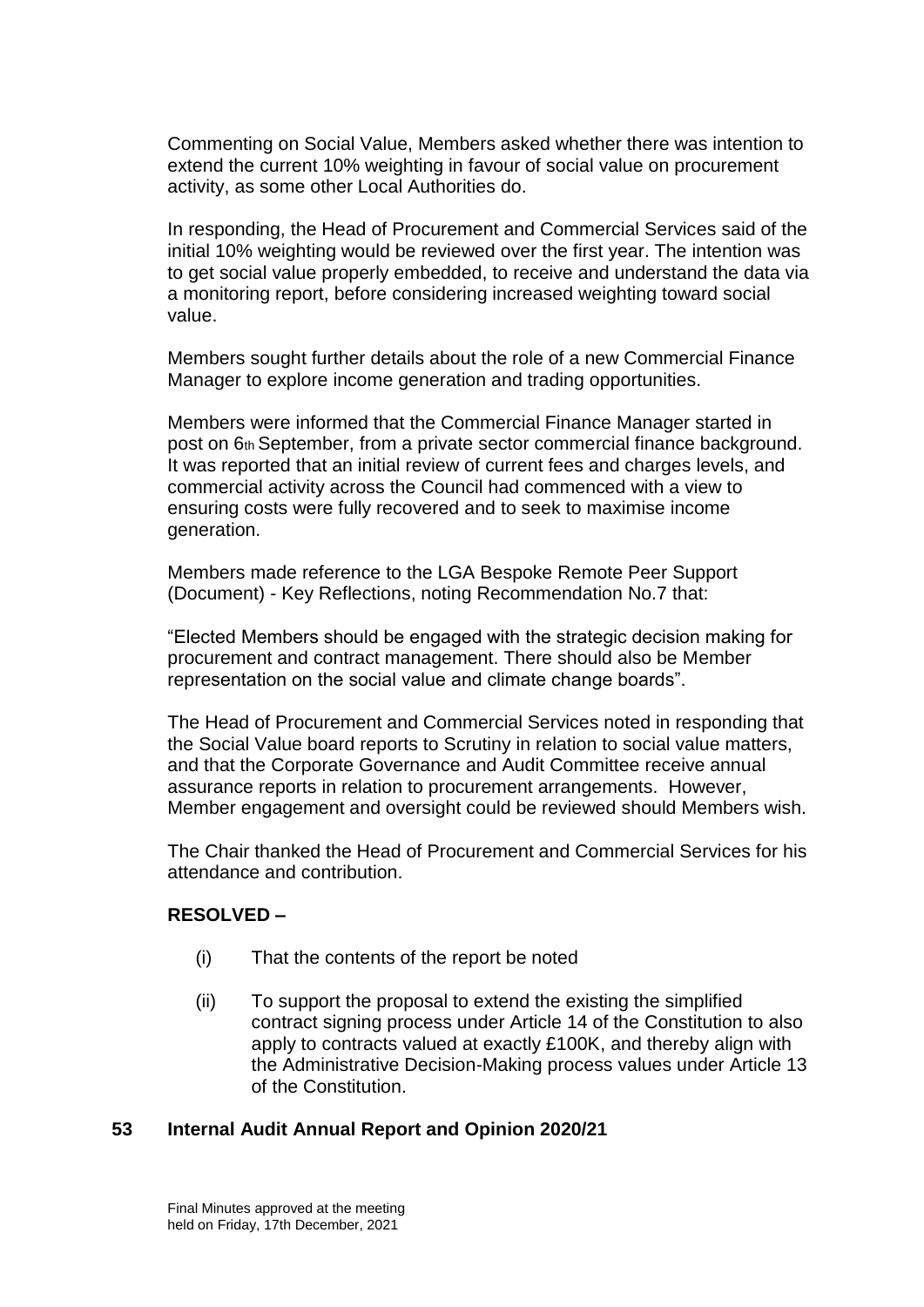Commenting on Social Value, Members asked whether there was intention to extend the current 10% weighting in favour of social value on procurement activity, as some other Local Authorities do.

In responding, the Head of Procurement and Commercial Services said of the initial 10% weighting would be reviewed over the first year. The intention was to get social value properly embedded, to receive and understand the data via a monitoring report, before considering increased weighting toward social value.

Members sought further details about the role of a new Commercial Finance Manager to explore income generation and trading opportunities.

Members were informed that the Commercial Finance Manager started in post on 6th September, from a private sector commercial finance background. It was reported that an initial review of current fees and charges levels, and commercial activity across the Council had commenced with a view to ensuring costs were fully recovered and to seek to maximise income generation.

Members made reference to the LGA Bespoke Remote Peer Support (Document) - Key Reflections, noting Recommendation No.7 that:

"Elected Members should be engaged with the strategic decision making for procurement and contract management. There should also be Member representation on the social value and climate change boards".

The Head of Procurement and Commercial Services noted in responding that the Social Value board reports to Scrutiny in relation to social value matters, and that the Corporate Governance and Audit Committee receive annual assurance reports in relation to procurement arrangements. However, Member engagement and oversight could be reviewed should Members wish.

The Chair thanked the Head of Procurement and Commercial Services for his attendance and contribution.

**RESOLVED –**

(i) That the contents of the report be noted

(ii) To support the proposal to extend the existing the simplified contract signing process under Article 14 of the Constitution to also apply to contracts valued at exactly £100K, and thereby align with the Administrative Decision-Making process values under Article 13 of the Constitution.

## 53 Internal Audit Annual Report and Opinion 2020/21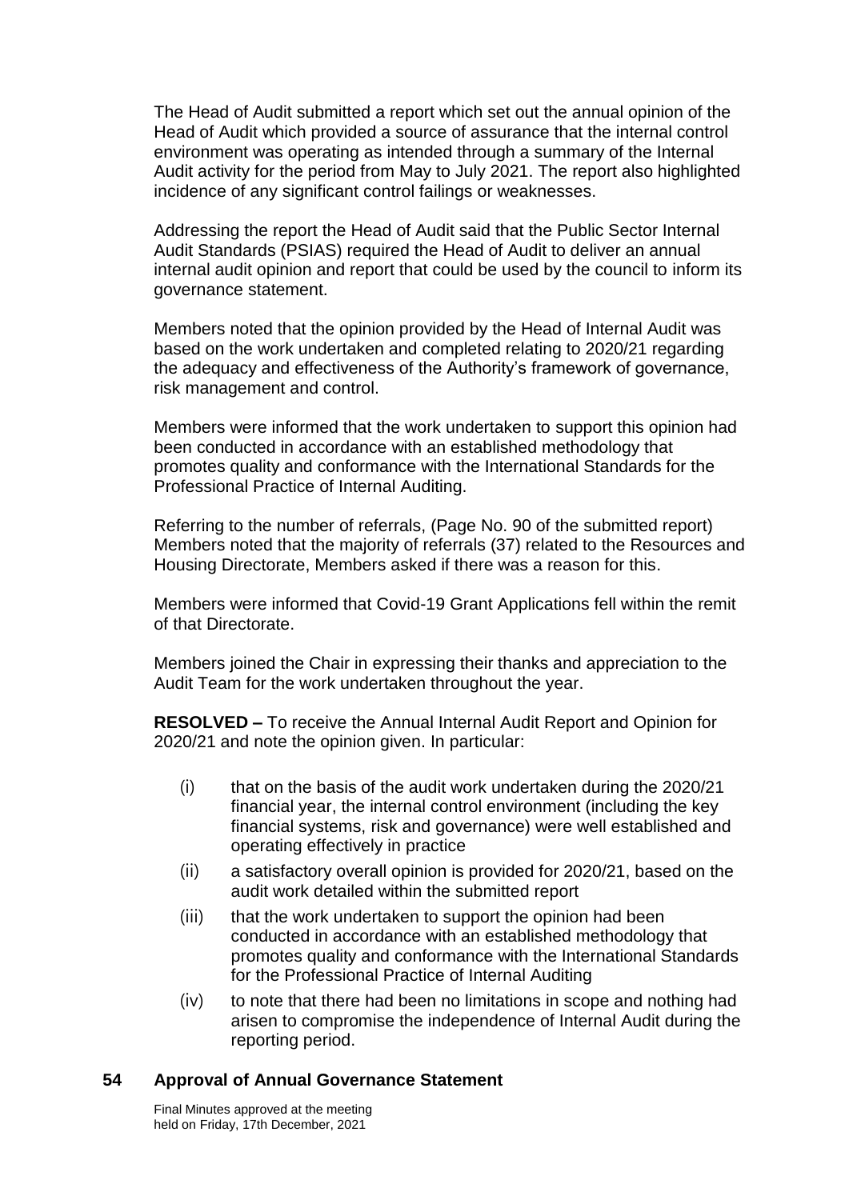The Head of Audit submitted a report which set out the annual opinion of the Head of Audit which provided a source of assurance that the internal control environment was operating as intended through a summary of the Internal Audit activity for the period from May to July 2021. The report also highlighted incidence of any significant control failings or weaknesses.

Addressing the report the Head of Audit said that the Public Sector Internal Audit Standards (PSIAS) required the Head of Audit to deliver an annual internal audit opinion and report that could be used by the council to inform its governance statement.

Members noted that the opinion provided by the Head of Internal Audit was based on the work undertaken and completed relating to 2020/21 regarding the adequacy and effectiveness of the Authority's framework of governance, risk management and control.

Members were informed that the work undertaken to support this opinion had been conducted in accordance with an established methodology that promotes quality and conformance with the International Standards for the Professional Practice of Internal Auditing.

Referring to the number of referrals, (Page No. 90 of the submitted report) Members noted that the majority of referrals (37) related to the Resources and Housing Directorate, Members asked if there was a reason for this.

Members were informed that Covid-19 Grant Applications fell within the remit of that Directorate.

Members joined the Chair in expressing their thanks and appreciation to the Audit Team for the work undertaken throughout the year.

**RESOLVED –** To receive the Annual Internal Audit Report and Opinion for 2020/21 and note the opinion given. In particular:

(i) that on the basis of the audit work undertaken during the 2020/21 financial year, the internal control environment (including the key financial systems, risk and governance) were well established and operating effectively in practice

(ii) a satisfactory overall opinion is provided for 2020/21, based on the audit work detailed within the submitted report

(iii) that the work undertaken to support the opinion had been conducted in accordance with an established methodology that promotes quality and conformance with the International Standards for the Professional Practice of Internal Auditing

(iv) to note that there had been no limitations in scope and nothing had arisen to compromise the independence of Internal Audit during the reporting period.

## 54 Approval of Annual Governance Statement

Final Minutes approved at the meeting held on Friday, 17th December, 2021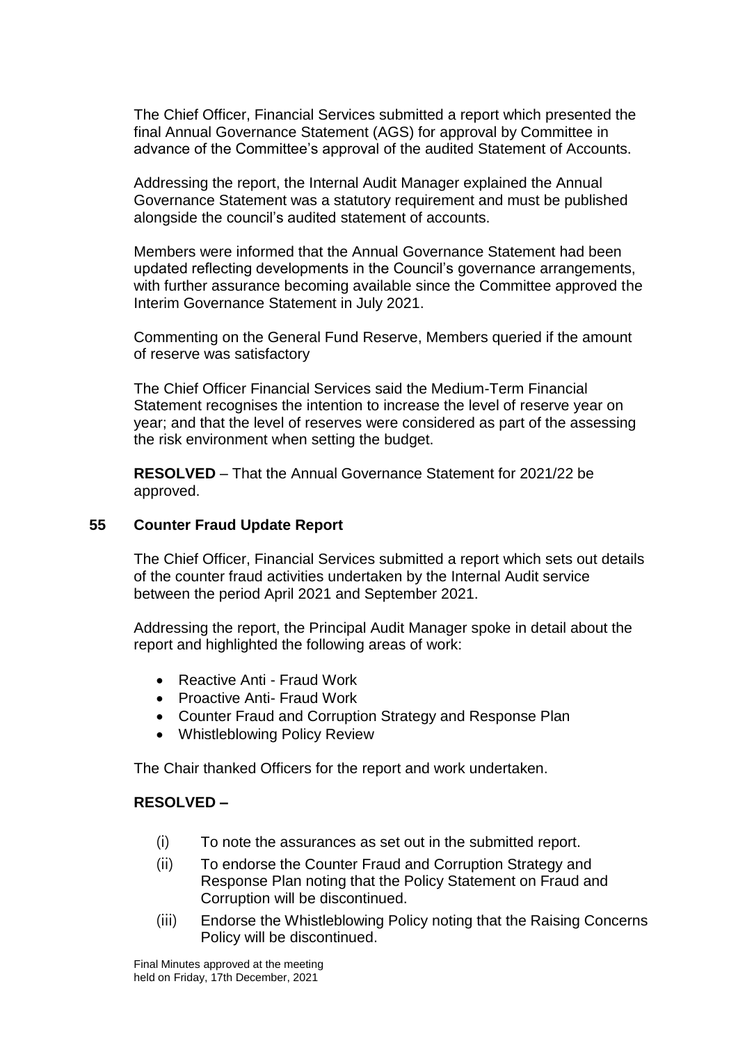The Chief Officer, Financial Services submitted a report which presented the final Annual Governance Statement (AGS) for approval by Committee in advance of the Committee's approval of the audited Statement of Accounts.

Addressing the report, the Internal Audit Manager explained the Annual Governance Statement was a statutory requirement and must be published alongside the council's audited statement of accounts.

Members were informed that the Annual Governance Statement had been updated reflecting developments in the Council's governance arrangements, with further assurance becoming available since the Committee approved the Interim Governance Statement in July 2021.

Commenting on the General Fund Reserve, Members queried if the amount of reserve was satisfactory

The Chief Officer Financial Services said the Medium-Term Financial Statement recognises the intention to increase the level of reserve year on year; and that the level of reserves were considered as part of the assessing the risk environment when setting the budget.

**RESOLVED** – That the Annual Governance Statement for 2021/22 be approved.

## 55 Counter Fraud Update Report

The Chief Officer, Financial Services submitted a report which sets out details of the counter fraud activities undertaken by the Internal Audit service between the period April 2021 and September 2021.

Addressing the report, the Principal Audit Manager spoke in detail about the report and highlighted the following areas of work:

- Reactive Anti - Fraud Work
- Proactive Anti- Fraud Work
- Counter Fraud and Corruption Strategy and Response Plan
- Whistleblowing Policy Review

The Chair thanked Officers for the report and work undertaken.

**RESOLVED –**

(i) To note the assurances as set out in the submitted report.

(ii) To endorse the Counter Fraud and Corruption Strategy and Response Plan noting that the Policy Statement on Fraud and Corruption will be discontinued.

(iii) Endorse the Whistleblowing Policy noting that the Raising Concerns Policy will be discontinued.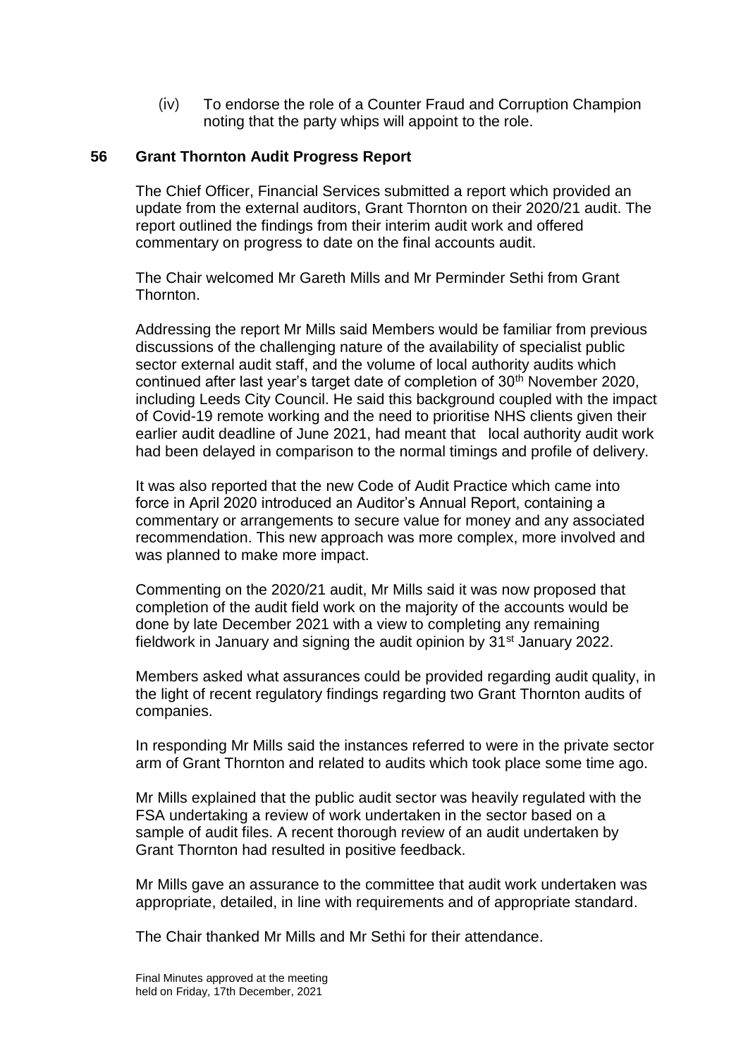(iv) To endorse the role of a Counter Fraud and Corruption Champion noting that the party whips will appoint to the role.

**56 Grant Thornton Audit Progress Report**

The Chief Officer, Financial Services submitted a report which provided an update from the external auditors, Grant Thornton on their 2020/21 audit. The report outlined the findings from their interim audit work and offered commentary on progress to date on the final accounts audit.

The Chair welcomed Mr Gareth Mills and Mr Perminder Sethi from Grant Thornton.

Addressing the report Mr Mills said Members would be familiar from previous discussions of the challenging nature of the availability of specialist public sector external audit staff, and the volume of local authority audits which continued after last year's target date of completion of 30th November 2020, including Leeds City Council. He said this background coupled with the impact of Covid-19 remote working and the need to prioritise NHS clients given their earlier audit deadline of June 2021, had meant that local authority audit work had been delayed in comparison to the normal timings and profile of delivery.

It was also reported that the new Code of Audit Practice which came into force in April 2020 introduced an Auditor's Annual Report, containing a commentary or arrangements to secure value for money and any associated recommendation. This new approach was more complex, more involved and was planned to make more impact.

Commenting on the 2020/21 audit, Mr Mills said it was now proposed that completion of the audit field work on the majority of the accounts would be done by late December 2021 with a view to completing any remaining fieldwork in January and signing the audit opinion by 31st January 2022.

Members asked what assurances could be provided regarding audit quality, in the light of recent regulatory findings regarding two Grant Thornton audits of companies.

In responding Mr Mills said the instances referred to were in the private sector arm of Grant Thornton and related to audits which took place some time ago.

Mr Mills explained that the public audit sector was heavily regulated with the FSA undertaking a review of work undertaken in the sector based on a sample of audit files. A recent thorough review of an audit undertaken by Grant Thornton had resulted in positive feedback.

Mr Mills gave an assurance to the committee that audit work undertaken was appropriate, detailed, in line with requirements and of appropriate standard.

The Chair thanked Mr Mills and Mr Sethi for their attendance.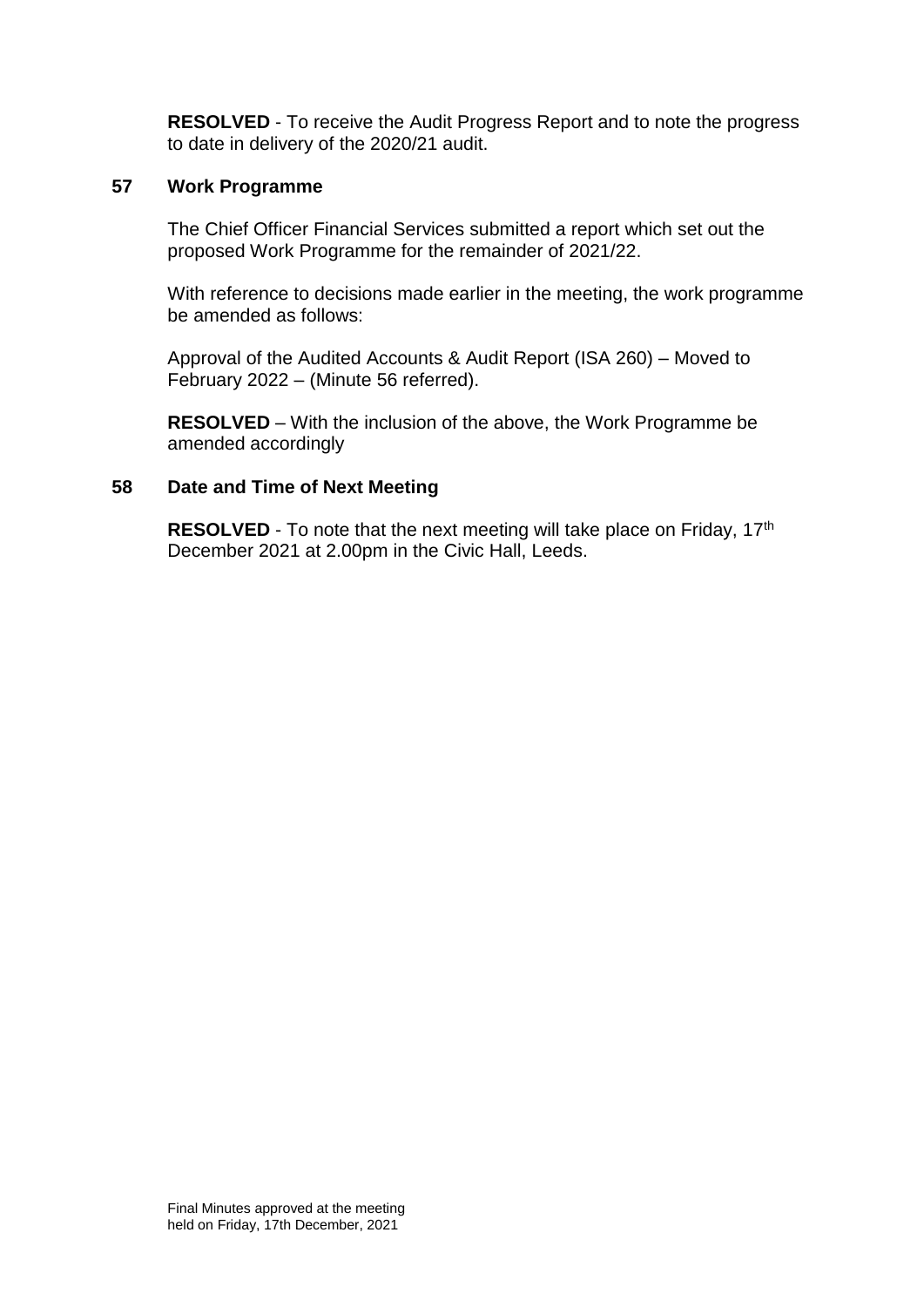**RESOLVED** - To receive the Audit Progress Report and to note the progress to date in delivery of the 2020/21 audit.

## 57 Work Programme

The Chief Officer Financial Services submitted a report which set out the proposed Work Programme for the remainder of 2021/22.

With reference to decisions made earlier in the meeting, the work programme be amended as follows:

Approval of the Audited Accounts & Audit Report (ISA 260) – Moved to February 2022 – (Minute 56 referred).

**RESOLVED** – With the inclusion of the above, the Work Programme be amended accordingly

## 58 Date and Time of Next Meeting

**RESOLVED** - To note that the next meeting will take place on Friday, 17th December 2021 at 2.00pm in the Civic Hall, Leeds.

Final Minutes approved at the meeting held on Friday, 17th December, 2021